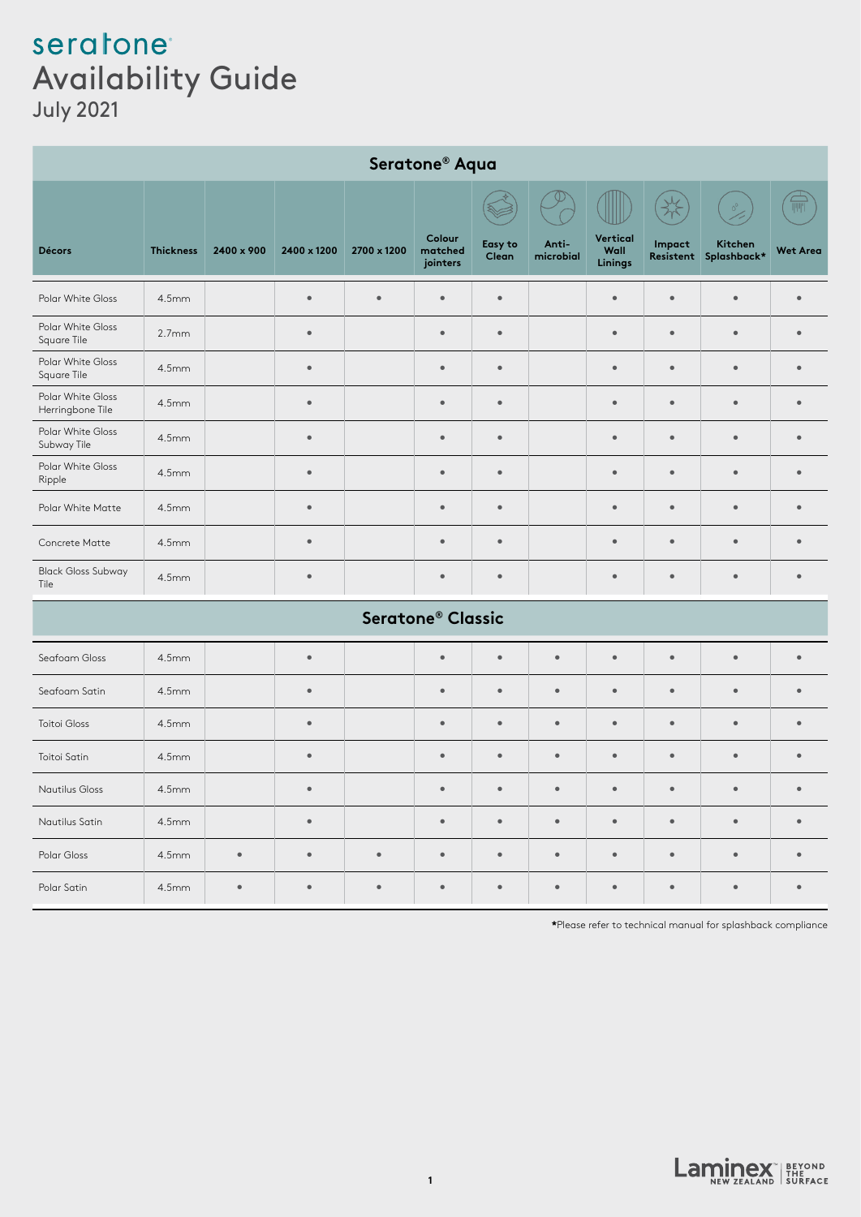# seratone
# Availability Guide
July 2021

| Seratone® Aqua | | | | | | | | | | | |
|---|---|---|---|---|---|---|---|---|---|---|---|
| **Décors** | **Thickness** | **2400 x 900** | **2400 x 1200** | **2700 x 1200** | **Colour matched jointers** | **Easy to Clean** | **Anti-microbial** | **Vertical Wall Linings** | **Impact Resistent** | **Kitchen Splashback*** | **Wet Area** |
| Polar White Gloss | 4.5mm | | • | • | • | • | | • | • | • | • |
| Polar White Gloss Square Tile | 2.7mm | | • | | • | • | | • | • | • | • |
| Polar White Gloss Square Tile | 4.5mm | | • | | • | • | | • | • | • | • |
| Polar White Gloss Herringbone Tile | 4.5mm | | • | | • | • | | • | • | • | • |
| Polar White Gloss Subway Tile | 4.5mm | | • | | • | • | | • | • | • | • |
| Polar White Gloss Ripple | 4.5mm | | • | | • | • | | • | • | • | • |
| Polar White Matte | 4.5mm | | • | | • | • | | • | • | • | • |
| Concrete Matte | 4.5mm | | • | | • | • | | • | • | • | • |
| Black Gloss Subway Tile | 4.5mm | | • | | • | • | | • | • | • | • |
| **Seratone® Classic** | | | | | | | | | | | |
| Seafoam Gloss | 4.5mm | | • | | • | • | • | • | • | • | • |
| Seafoam Satin | 4.5mm | | • | | • | • | • | • | • | • | • |
| Toitoi Gloss | 4.5mm | | • | | • | • | • | • | • | • | • |
| Toitoi Satin | 4.5mm | | • | | • | • | • | • | • | • | • |
| Nautilus Gloss | 4.5mm | | • | | • | • | • | • | • | • | • |
| Nautilus Satin | 4.5mm | | • | | • | • | • | • | • | • | • |
| Polar Gloss | 4.5mm | • | • | • | • | • | • | • | • | • | • |
| Polar Satin | 4.5mm | • | • | • | • | • | • | • | • | • | • |

*Please refer to technical manual for splashback compliance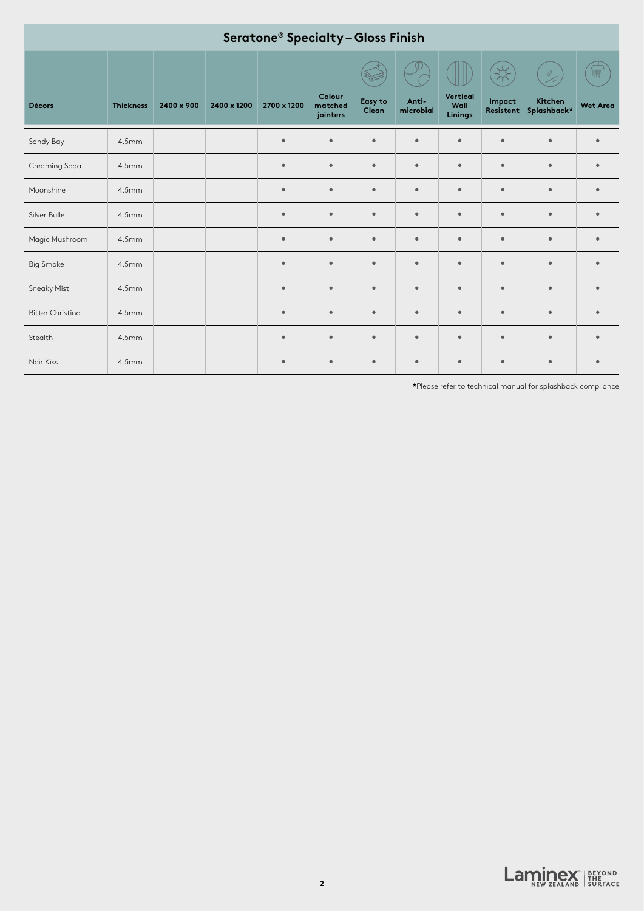## Seratone® Specialty – Gloss Finish

| Décors | Thickness | 2400 x 900 | 2400 x 1200 | 2700 x 1200 | Colour matched jointers | Easy to Clean | Anti-microbial | Vertical Wall Linings | Impact Resistent | Kitchen Splashback* | Wet Area |
|---|---|---|---|---|---|---|---|---|---|---|---|
| Sandy Bay | 4.5mm | | | • | • | • | • | • | • | • | • |
| Creaming Soda | 4.5mm | | | • | • | • | • | • | • | • | • |
| Moonshine | 4.5mm | | | • | • | • | • | • | • | • | • |
| Silver Bullet | 4.5mm | | | • | • | • | • | • | • | • | • |
| Magic Mushroom | 4.5mm | | | • | • | • | • | • | • | • | • |
| Big Smoke | 4.5mm | | | • | • | • | • | • | • | • | • |
| Sneaky Mist | 4.5mm | | | • | • | • | • | • | • | • | • |
| Bitter Christina | 4.5mm | | | • | • | • | • | • | • | • | • |
| Stealth | 4.5mm | | | • | • | • | • | • | • | • | • |
| Noir Kiss | 4.5mm | | | • | • | • | • | • | • | • | • |

*Please refer to technical manual for splashback compliance